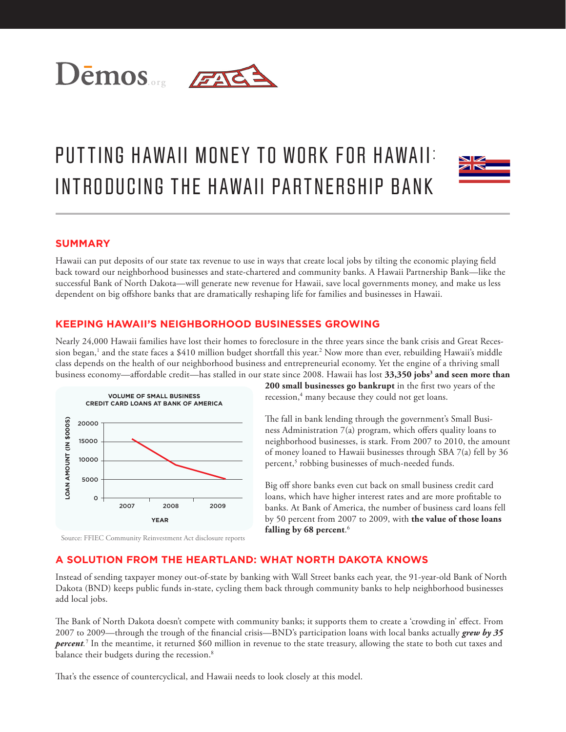# PUTTING HAWAII MONEY TO WORK FOR HAWAII: INTRODUCING THE HAWAII PARTNERSHIP BANK

## SUMMARY

Hawaii can put deposits of our state tax revenue to use in ways that create local jobs by tilting the economic playing field back toward our neighborhood businesses and state-chartered and community banks. A Hawaii Partnership Bank—like the successful Bank of North Dakota—will generate new revenue for Hawaii, save local governments money, and make us less dependent on big offshore banks that are dramatically reshaping life for families and businesses in Hawaii.

## KEEPING HAWAII'S NEIGHBORHOOD BUSINESSES GROWING

Nearly 24,000 Hawaii families have lost their homes to foreclosure in the three years since the bank crisis and Great Recession began,[1] and the state faces a $410 million budget shortfall this year.[2] Now more than ever, rebuilding Hawaii's middle class depends on the health of our neighborhood business and entrepreneurial economy. Yet the engine of a thriving small business economy—affordable credit—has stalled in our state since 2008. Hawaii has lost **33,350 jobs[3] and seen more than 200 small businesses go bankrupt** in the first two years of the recession,[4] many because they could not get loans.

**VOLUME OF SMALL BUSINESS CREDIT CARD LOANS AT BANK OF AMERICA**

LOAN AMOUNT (IN $000S) by YEAR: 2007, 2008, 2009

Source: FFIEC Community Reinvestment Act disclosure reports

The fall in bank lending through the government's Small Business Administration 7(a) program, which offers quality loans to neighborhood businesses, is stark. From 2007 to 2010, the amount of money loaned to Hawaii businesses through SBA 7(a) fell by 36 percent,[5] robbing businesses of much-needed funds.

Big off shore banks even cut back on small business credit card loans, which have higher interest rates and are more profitable to banks. At Bank of America, the number of business card loans fell by 50 percent from 2007 to 2009, with **the value of those loans falling by 68 percent**.[6]

## A SOLUTION FROM THE HEARTLAND: WHAT NORTH DAKOTA KNOWS

Instead of sending taxpayer money out-of-state by banking with Wall Street banks each year, the 91-year-old Bank of North Dakota (BND) keeps public funds in-state, cycling them back through community banks to help neighborhood businesses add local jobs.

The Bank of North Dakota doesn't compete with community banks; it supports them to create a 'crowding in' effect. From 2007 to 2009—through the trough of the financial crisis—BND's participation loans with local banks actually ***grew by 35 percent***.[7] In the meantime, it returned $60 million in revenue to the state treasury, allowing the state to both cut taxes and balance their budgets during the recession.[8]

That's the essence of countercyclical, and Hawaii needs to look closely at this model.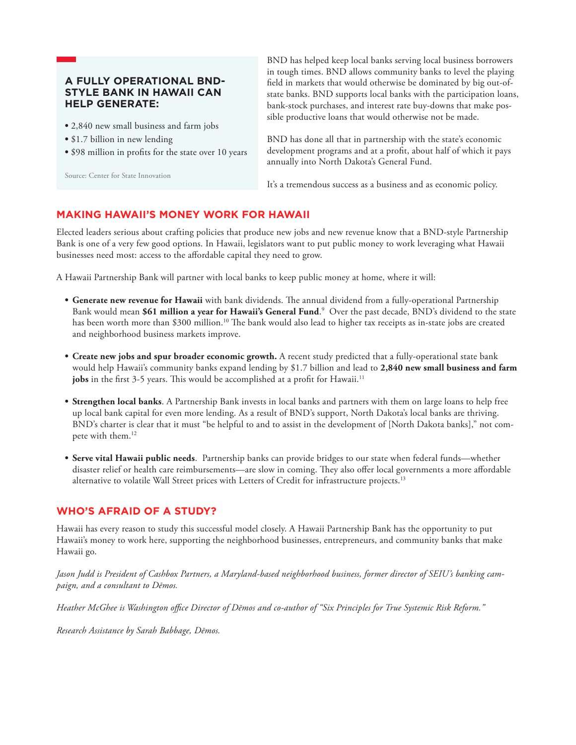### A FULLY OPERATIONAL BND-STYLE BANK IN HAWAII CAN HELP GENERATE:

- 2,840 new small business and farm jobs
- $1.7 billion in new lending
- $98 million in profits for the state over 10 years

Source: Center for State Innovation

BND has helped keep local banks serving local business borrowers in tough times. BND allows community banks to level the playing field in markets that would otherwise be dominated by big out-of-state banks. BND supports local banks with the participation loans, bank-stock purchases, and interest rate buy-downs that make possible productive loans that would otherwise not be made.

BND has done all that in partnership with the state's economic development programs and at a profit, about half of which it pays annually into North Dakota's General Fund.

It's a tremendous success as a business and as economic policy.

## MAKING HAWAII'S MONEY WORK FOR HAWAII

Elected leaders serious about crafting policies that produce new jobs and new revenue know that a BND-style Partnership Bank is one of a very few good options. In Hawaii, legislators want to put public money to work leveraging what Hawaii businesses need most: access to the affordable capital they need to grow.

A Hawaii Partnership Bank will partner with local banks to keep public money at home, where it will:

- **Generate new revenue for Hawaii** with bank dividends. The annual dividend from a fully-operational Partnership Bank would mean **$61 million a year for Hawaii's General Fund**.[9] Over the past decade, BND's dividend to the state has been worth more than $300 million.[10] The bank would also lead to higher tax receipts as in-state jobs are created and neighborhood business markets improve.

- **Create new jobs and spur broader economic growth.** A recent study predicted that a fully-operational state bank would help Hawaii's community banks expand lending by $1.7 billion and lead to **2,840 new small business and farm jobs** in the first 3-5 years. This would be accomplished at a profit for Hawaii.[11]

- **Strengthen local banks**. A Partnership Bank invests in local banks and partners with them on large loans to help free up local bank capital for even more lending. As a result of BND's support, North Dakota's local banks are thriving. BND's charter is clear that it must "be helpful to and to assist in the development of [North Dakota banks]," not compete with them.[12]

- **Serve vital Hawaii public needs**. Partnership banks can provide bridges to our state when federal funds—whether disaster relief or health care reimbursements—are slow in coming. They also offer local governments a more affordable alternative to volatile Wall Street prices with Letters of Credit for infrastructure projects.[13]

## WHO'S AFRAID OF A STUDY?

Hawaii has every reason to study this successful model closely. A Hawaii Partnership Bank has the opportunity to put Hawaii's money to work here, supporting the neighborhood businesses, entrepreneurs, and community banks that make Hawaii go.

*Jason Judd is President of Cashbox Partners, a Maryland-based neighborhood business, former director of SEIU's banking campaign, and a consultant to Dēmos.*

*Heather McGhee is Washington office Director of Dēmos and co-author of "Six Principles for True Systemic Risk Reform."*

*Research Assistance by Sarah Babbage, Dēmos.*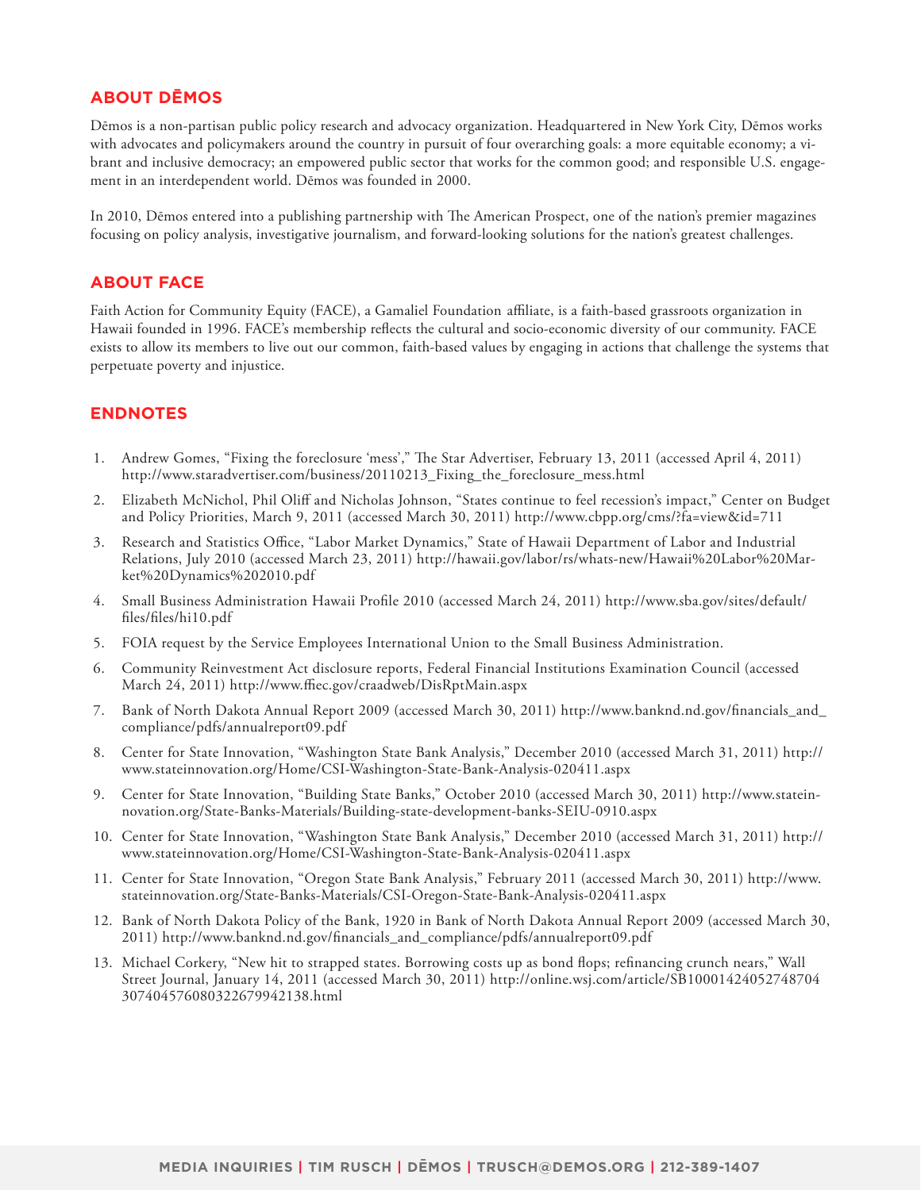## ABOUT DĒMOS

Dēmos is a non-partisan public policy research and advocacy organization. Headquartered in New York City, Dēmos works with advocates and policymakers around the country in pursuit of four overarching goals: a more equitable economy; a vibrant and inclusive democracy; an empowered public sector that works for the common good; and responsible U.S. engagement in an interdependent world. Dēmos was founded in 2000.

In 2010, Dēmos entered into a publishing partnership with The American Prospect, one of the nation's premier magazines focusing on policy analysis, investigative journalism, and forward-looking solutions for the nation's greatest challenges.

## ABOUT FACE

Faith Action for Community Equity (FACE), a Gamaliel Foundation affiliate, is a faith-based grassroots organization in Hawaii founded in 1996. FACE's membership reflects the cultural and socio-economic diversity of our community. FACE exists to allow its members to live out our common, faith-based values by engaging in actions that challenge the systems that perpetuate poverty and injustice.

## ENDNOTES

1. Andrew Gomes, "Fixing the foreclosure 'mess'," The Star Advertiser, February 13, 2011 (accessed April 4, 2011) http://www.staradvertiser.com/business/20110213_Fixing_the_foreclosure_mess.html
2. Elizabeth McNichol, Phil Oliff and Nicholas Johnson, "States continue to feel recession's impact," Center on Budget and Policy Priorities, March 9, 2011 (accessed March 30, 2011) http://www.cbpp.org/cms/?fa=view&id=711
3. Research and Statistics Office, "Labor Market Dynamics," State of Hawaii Department of Labor and Industrial Relations, July 2010 (accessed March 23, 2011) http://hawaii.gov/labor/rs/whats-new/Hawaii%20Labor%20Market%20Dynamics%202010.pdf
4. Small Business Administration Hawaii Profile 2010 (accessed March 24, 2011) http://www.sba.gov/sites/default/files/files/hi10.pdf
5. FOIA request by the Service Employees International Union to the Small Business Administration.
6. Community Reinvestment Act disclosure reports, Federal Financial Institutions Examination Council (accessed March 24, 2011) http://www.ffiec.gov/craadweb/DisRptMain.aspx
7. Bank of North Dakota Annual Report 2009 (accessed March 30, 2011) http://www.banknd.nd.gov/financials_and_compliance/pdfs/annualreport09.pdf
8. Center for State Innovation, "Washington State Bank Analysis," December 2010 (accessed March 31, 2011) http://www.stateinnovation.org/Home/CSI-Washington-State-Bank-Analysis-020411.aspx
9. Center for State Innovation, "Building State Banks," October 2010 (accessed March 30, 2011) http://www.stateinnovation.org/State-Banks-Materials/Building-state-development-banks-SEIU-0910.aspx
10. Center for State Innovation, "Washington State Bank Analysis," December 2010 (accessed March 31, 2011) http://www.stateinnovation.org/Home/CSI-Washington-State-Bank-Analysis-020411.aspx
11. Center for State Innovation, "Oregon State Bank Analysis," February 2011 (accessed March 30, 2011) http://www.stateinnovation.org/State-Banks-Materials/CSI-Oregon-State-Bank-Analysis-020411.aspx
12. Bank of North Dakota Policy of the Bank, 1920 in Bank of North Dakota Annual Report 2009 (accessed March 30, 2011) http://www.banknd.nd.gov/financials_and_compliance/pdfs/annualreport09.pdf
13. Michael Corkery, "New hit to strapped states. Borrowing costs up as bond flops; refinancing crunch nears," Wall Street Journal, January 14, 2011 (accessed March 30, 2011) http://online.wsj.com/article/SB10001424052748704307404576080322679942138.html

**MEDIA INQUIRIES | TIM RUSCH | DĒMOS | TRUSCH@DEMOS.ORG | 212-389-1407**